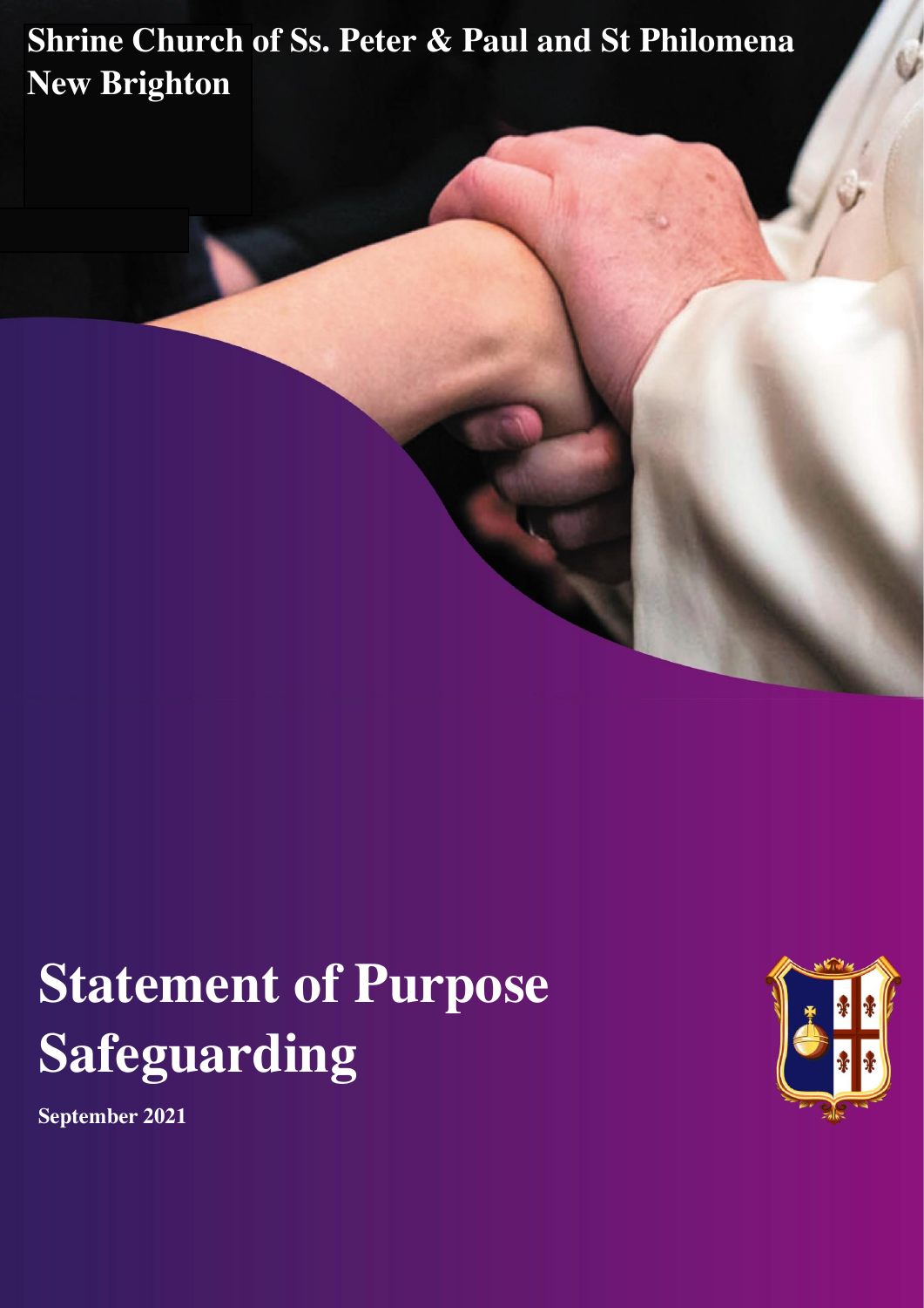**Shrine Church of Ss. Peter & Paul and St Philomena**
**New Brighton**

# Statement of Purpose
# Safeguarding

**September 2021**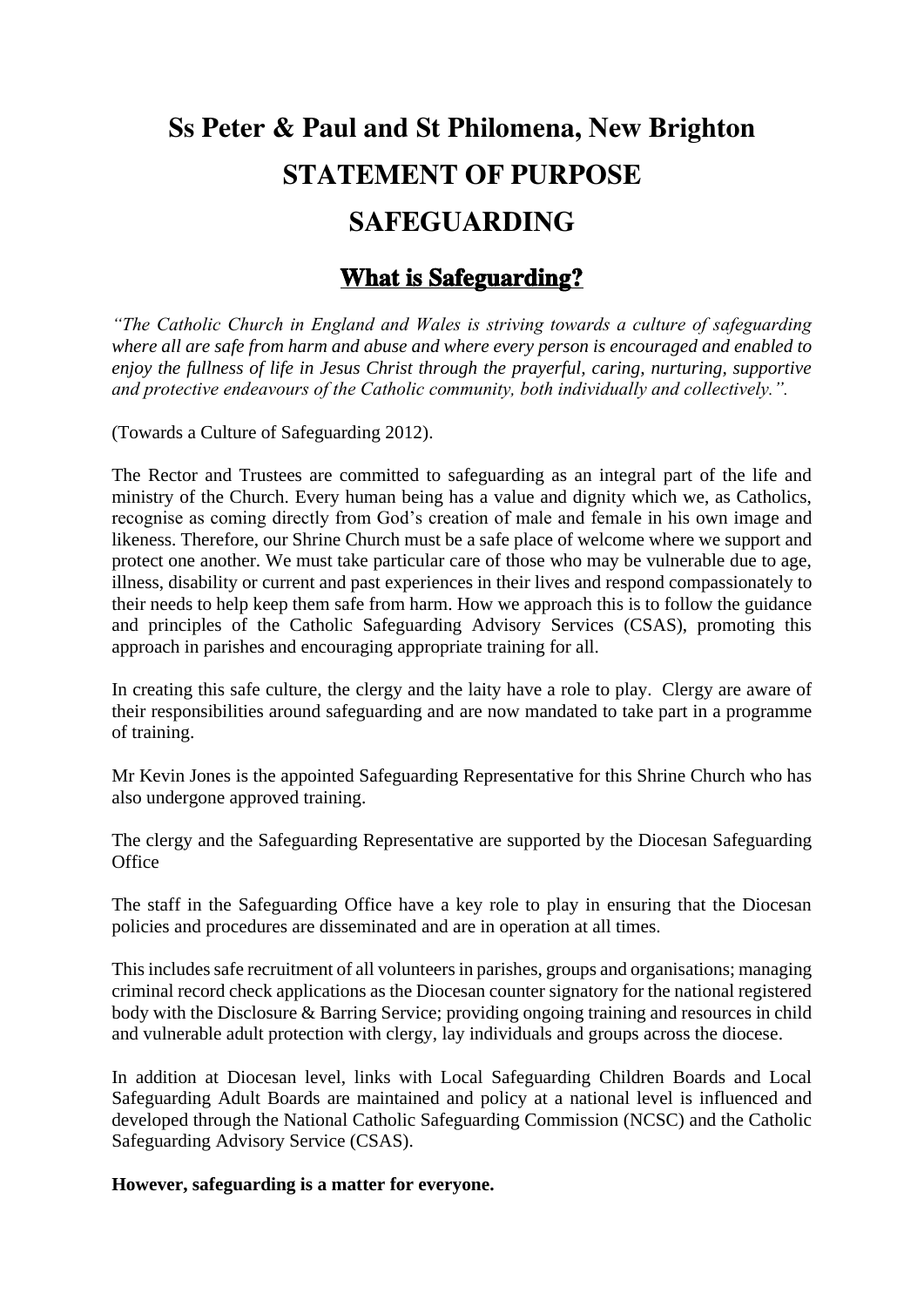# Ss Peter & Paul and St Philomena, New Brighton

# STATEMENT OF PURPOSE

# SAFEGUARDING

## What is Safeguarding?

*"The Catholic Church in England and Wales is striving towards a culture of safeguarding where all are safe from harm and abuse and where every person is encouraged and enabled to enjoy the fullness of life in Jesus Christ through the prayerful, caring, nurturing, supportive and protective endeavours of the Catholic community, both individually and collectively.".*

(Towards a Culture of Safeguarding 2012).

The Rector and Trustees are committed to safeguarding as an integral part of the life and ministry of the Church. Every human being has a value and dignity which we, as Catholics, recognise as coming directly from God's creation of male and female in his own image and likeness. Therefore, our Shrine Church must be a safe place of welcome where we support and protect one another. We must take particular care of those who may be vulnerable due to age, illness, disability or current and past experiences in their lives and respond compassionately to their needs to help keep them safe from harm. How we approach this is to follow the guidance and principles of the Catholic Safeguarding Advisory Services (CSAS), promoting this approach in parishes and encouraging appropriate training for all.

In creating this safe culture, the clergy and the laity have a role to play. Clergy are aware of their responsibilities around safeguarding and are now mandated to take part in a programme of training.

Mr Kevin Jones is the appointed Safeguarding Representative for this Shrine Church who has also undergone approved training.

The clergy and the Safeguarding Representative are supported by the Diocesan Safeguarding Office

The staff in the Safeguarding Office have a key role to play in ensuring that the Diocesan policies and procedures are disseminated and are in operation at all times.

This includes safe recruitment of all volunteers in parishes, groups and organisations; managing criminal record check applications as the Diocesan counter signatory for the national registered body with the Disclosure & Barring Service; providing ongoing training and resources in child and vulnerable adult protection with clergy, lay individuals and groups across the diocese.

In addition at Diocesan level, links with Local Safeguarding Children Boards and Local Safeguarding Adult Boards are maintained and policy at a national level is influenced and developed through the National Catholic Safeguarding Commission (NCSC) and the Catholic Safeguarding Advisory Service (CSAS).

**However, safeguarding is a matter for everyone.**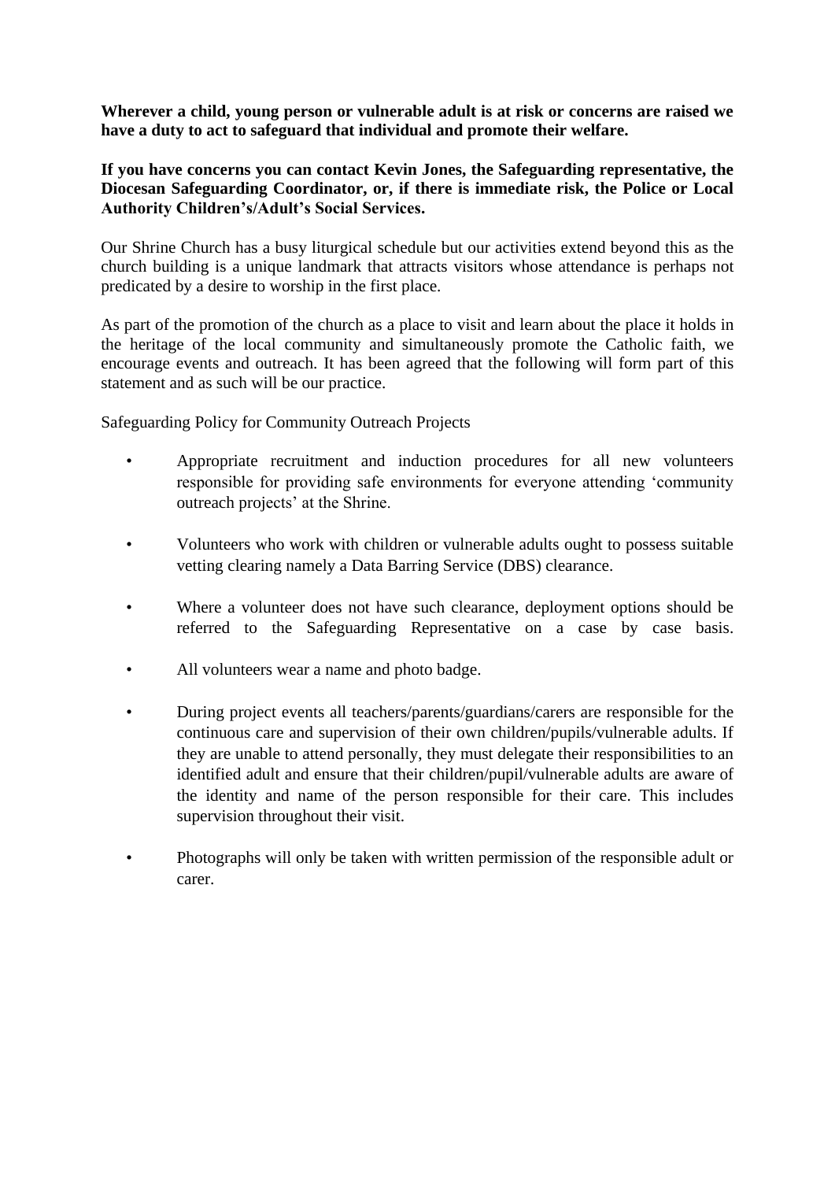**Wherever a child, young person or vulnerable adult is at risk or concerns are raised we have a duty to act to safeguard that individual and promote their welfare.**

**If you have concerns you can contact Kevin Jones, the Safeguarding representative, the Diocesan Safeguarding Coordinator, or, if there is immediate risk, the Police or Local Authority Children's/Adult's Social Services.**

Our Shrine Church has a busy liturgical schedule but our activities extend beyond this as the church building is a unique landmark that attracts visitors whose attendance is perhaps not predicated by a desire to worship in the first place.

As part of the promotion of the church as a place to visit and learn about the place it holds in the heritage of the local community and simultaneously promote the Catholic faith, we encourage events and outreach. It has been agreed that the following will form part of this statement and as such will be our practice.

Safeguarding Policy for Community Outreach Projects

- Appropriate recruitment and induction procedures for all new volunteers responsible for providing safe environments for everyone attending 'community outreach projects' at the Shrine.

- Volunteers who work with children or vulnerable adults ought to possess suitable vetting clearing namely a Data Barring Service (DBS) clearance.

- Where a volunteer does not have such clearance, deployment options should be referred to the Safeguarding Representative on a case by case basis.

- All volunteers wear a name and photo badge.

- During project events all teachers/parents/guardians/carers are responsible for the continuous care and supervision of their own children/pupils/vulnerable adults. If they are unable to attend personally, they must delegate their responsibilities to an identified adult and ensure that their children/pupil/vulnerable adults are aware of the identity and name of the person responsible for their care. This includes supervision throughout their visit.

- Photographs will only be taken with written permission of the responsible adult or carer.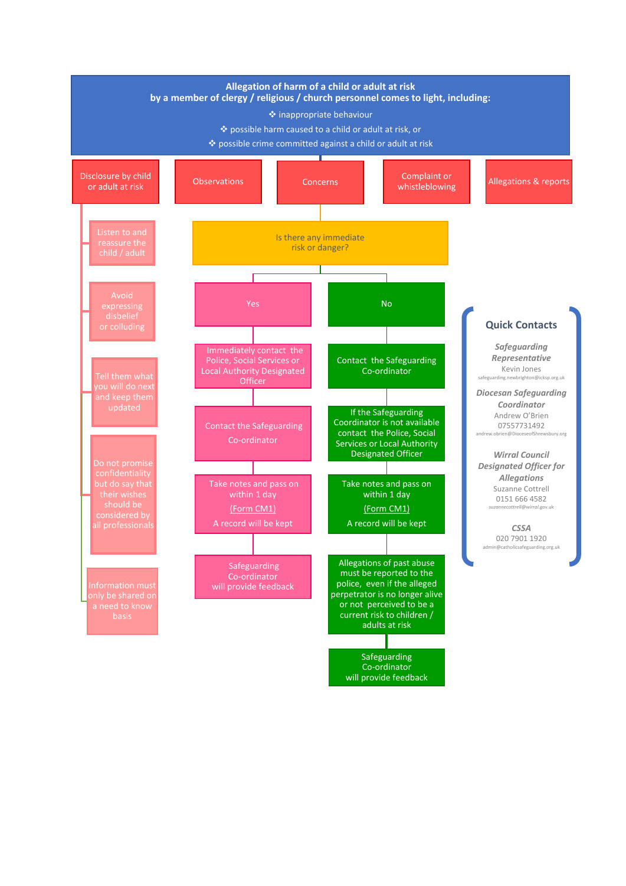**Allegation of harm of a child or adult at risk**
**by a member of clergy / religious / church personnel comes to light, including:**

- ❖ inappropriate behaviour
- ❖ possible harm caused to a child or adult at risk, or
- ❖ possible crime committed against a child or adult at risk

Disclosure by child or adult at risk | Observations | Concerns | Complaint or whistleblowing | Allegations & reports

**Disclosure by child or adult at risk:**

- Listen to and reassure the child / adult
- Avoid expressing disbelief or colluding
- Tell them what you will do next and keep them updated
- Do not promise confidentiality but do say that their wishes should be considered by all professionals
- Information must only be shared on a need to know basis

**Is there any immediate risk or danger?**

**Yes**

1. Immediately contact the Police, Social Services or Local Authority Designated Officer
2. Contact the Safeguarding Co-ordinator
3. Take notes and pass on within 1 day (Form CM1) A record will be kept
4. Safeguarding Co-ordinator will provide feedback

**No**

1. Contact the Safeguarding Co-ordinator
2. If the Safeguarding Coordinator is not available contact the Police, Social Services or Local Authority Designated Officer
3. Take notes and pass on within 1 day (Form CM1) A record will be kept
4. Allegations of past abuse must be reported to the police, even if the alleged perpetrator is no longer alive or not perceived to be a current risk to children / adults at risk
5. Safeguarding Co-ordinator will provide feedback

## Quick Contacts

***Safeguarding Representative***
Kevin Jones
safeguarding.newbrighton@icksp.org.uk

***Diocesan Safeguarding Coordinator***
Andrew O'Brien
07557731492
andrew.obrien@DioceseofShrewsbury.org

***Wirral Council Designated Officer for Allegations***
Suzanne Cottrell
0151 666 4582
*suzannecottrell@wirral.gov.uk*

***CSSA***
020 7901 1920
admin@catholicsafeguarding.org.uk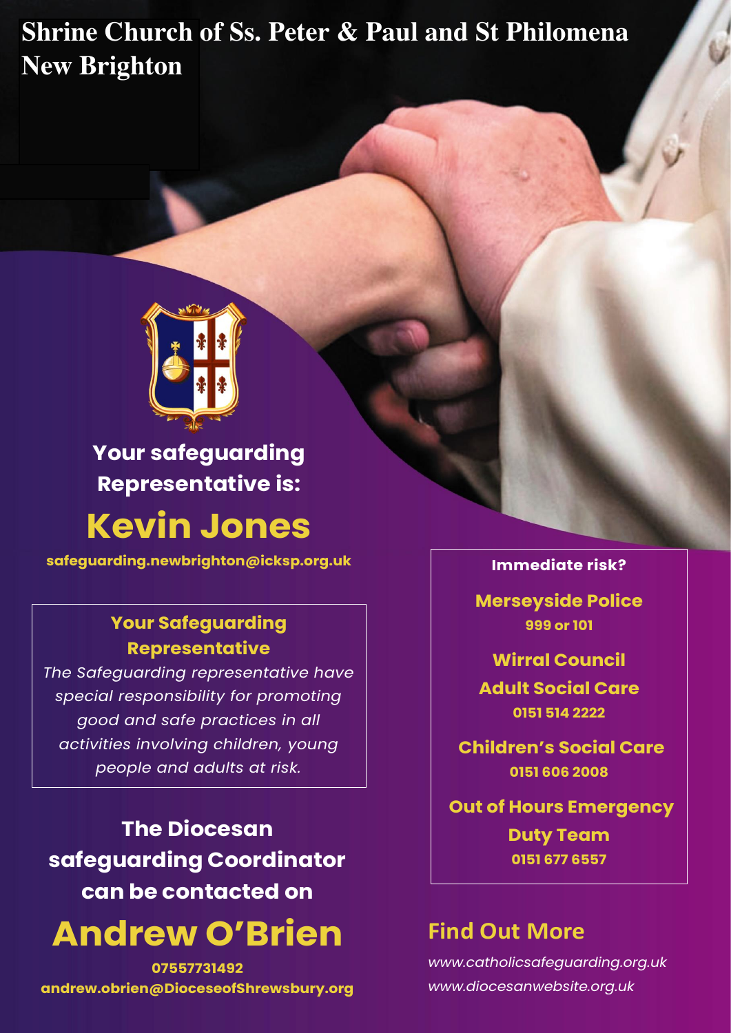# Shrine Church of Ss. Peter & Paul and St Philomena New Brighton

**Your safeguarding Representative is:**

## Kevin Jones

**safeguarding.newbrighton@icksp.org.uk**

### Your Safeguarding Representative

*The Safeguarding representative have special responsibility for promoting good and safe practices in all activities involving children, young people and adults at risk.*

**The Diocesan safeguarding Coordinator can be contacted on**

## Andrew O'Brien

**07557731492**
**andrew.obrien@DioceseofShrewsbury.org**

**Immediate risk?**

**Merseyside Police**
**999 or 101**

**Wirral Council Adult Social Care**
**0151 514 2222**

**Children's Social Care**
**0151 606 2008**

**Out of Hours Emergency Duty Team**
**0151 677 6557**

## Find Out More

*www.catholicsafeguarding.org.uk*
*www.diocesanwebsite.org.uk*